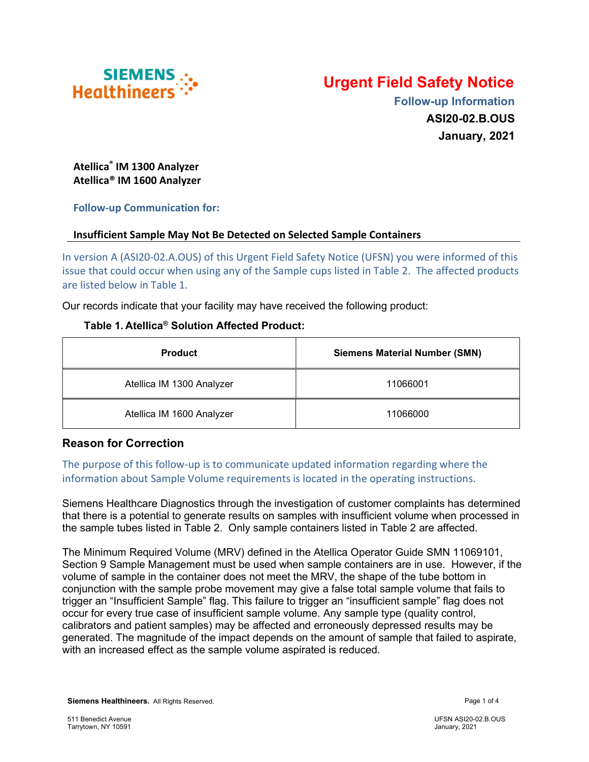Siemens Healthineers

# Urgent Field Safety Notice

**Follow-up Information**

**ASI20-02.B.OUS**

**January, 2021**

**Atellica® IM 1300 Analyzer**
**Atellica® IM 1600 Analyzer**

**Follow-up Communication for:**

**Insufficient Sample May Not Be Detected on Selected Sample Containers**

In version A (ASI20-02.A.OUS) of this Urgent Field Safety Notice (UFSN) you were informed of this issue that could occur when using any of the Sample cups listed in Table 2. The affected products are listed below in Table 1.

Our records indicate that your facility may have received the following product:

**Table 1. Atellica® Solution Affected Product:**

| Product | Siemens Material Number (SMN) |
|---|---|
| Atellica IM 1300 Analyzer | 11066001 |
| Atellica IM 1600 Analyzer | 11066000 |

## Reason for Correction

The purpose of this follow-up is to communicate updated information regarding where the information about Sample Volume requirements is located in the operating instructions.

Siemens Healthcare Diagnostics through the investigation of customer complaints has determined that there is a potential to generate results on samples with insufficient volume when processed in the sample tubes listed in Table 2. Only sample containers listed in Table 2 are affected.

The Minimum Required Volume (MRV) defined in the Atellica Operator Guide SMN 11069101, Section 9 Sample Management must be used when sample containers are in use. However, if the volume of sample in the container does not meet the MRV, the shape of the tube bottom in conjunction with the sample probe movement may give a false total sample volume that fails to trigger an "Insufficient Sample" flag. This failure to trigger an "insufficient sample" flag does not occur for every true case of insufficient sample volume. Any sample type (quality control, calibrators and patient samples) may be affected and erroneously depressed results may be generated. The magnitude of the impact depends on the amount of sample that failed to aspirate, with an increased effect as the sample volume aspirated is reduced.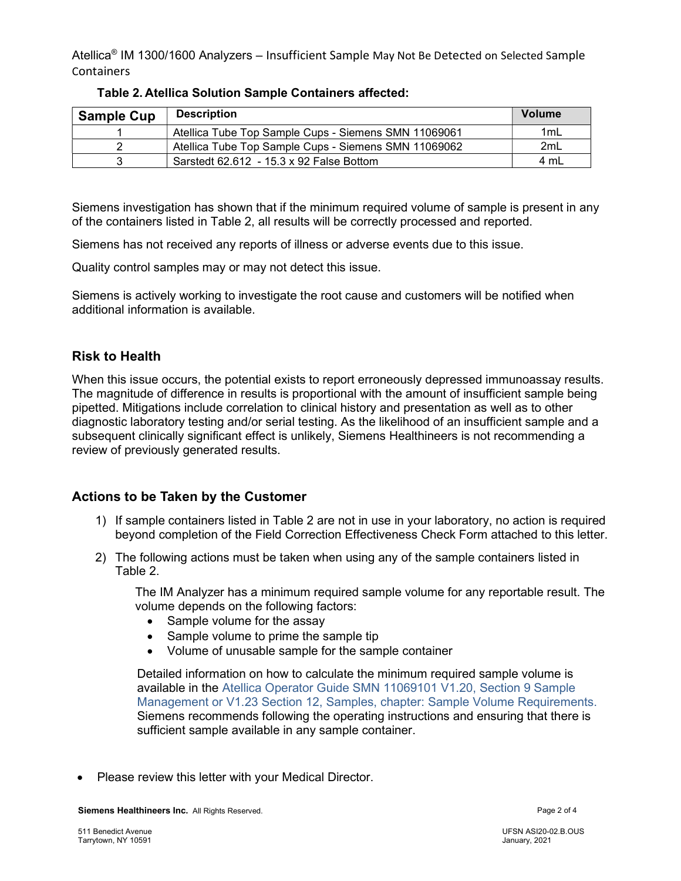**Table 2. Atellica Solution Sample Containers affected:**

| Sample Cup | Description | Volume |
|---|---|---|
| 1 | Atellica Tube Top Sample Cups - Siemens SMN 11069061 | 1mL |
| 2 | Atellica Tube Top Sample Cups - Siemens SMN 11069062 | 2mL |
| 3 | Sarstedt 62.612 - 15.3 x 92 False Bottom | 4 mL |

Siemens investigation has shown that if the minimum required volume of sample is present in any of the containers listed in Table 2, all results will be correctly processed and reported.

Siemens has not received any reports of illness or adverse events due to this issue.

Quality control samples may or may not detect this issue.

Siemens is actively working to investigate the root cause and customers will be notified when additional information is available.

## Risk to Health

When this issue occurs, the potential exists to report erroneously depressed immunoassay results. The magnitude of difference in results is proportional with the amount of insufficient sample being pipetted. Mitigations include correlation to clinical history and presentation as well as to other diagnostic laboratory testing and/or serial testing. As the likelihood of an insufficient sample and a subsequent clinically significant effect is unlikely, Siemens Healthineers is not recommending a review of previously generated results.

## Actions to be Taken by the Customer

1) If sample containers listed in Table 2 are not in use in your laboratory, no action is required beyond completion of the Field Correction Effectiveness Check Form attached to this letter.
2) The following actions must be taken when using any of the sample containers listed in Table 2.

   The IM Analyzer has a minimum required sample volume for any reportable result. The volume depends on the following factors:
   - Sample volume for the assay
   - Sample volume to prime the sample tip
   - Volume of unusable sample for the sample container

   Detailed information on how to calculate the minimum required sample volume is available in the Atellica Operator Guide SMN 11069101 V1.20, Section 9 Sample Management or V1.23 Section 12, Samples, chapter: Sample Volume Requirements. Siemens recommends following the operating instructions and ensuring that there is sufficient sample available in any sample container.

- Please review this letter with your Medical Director.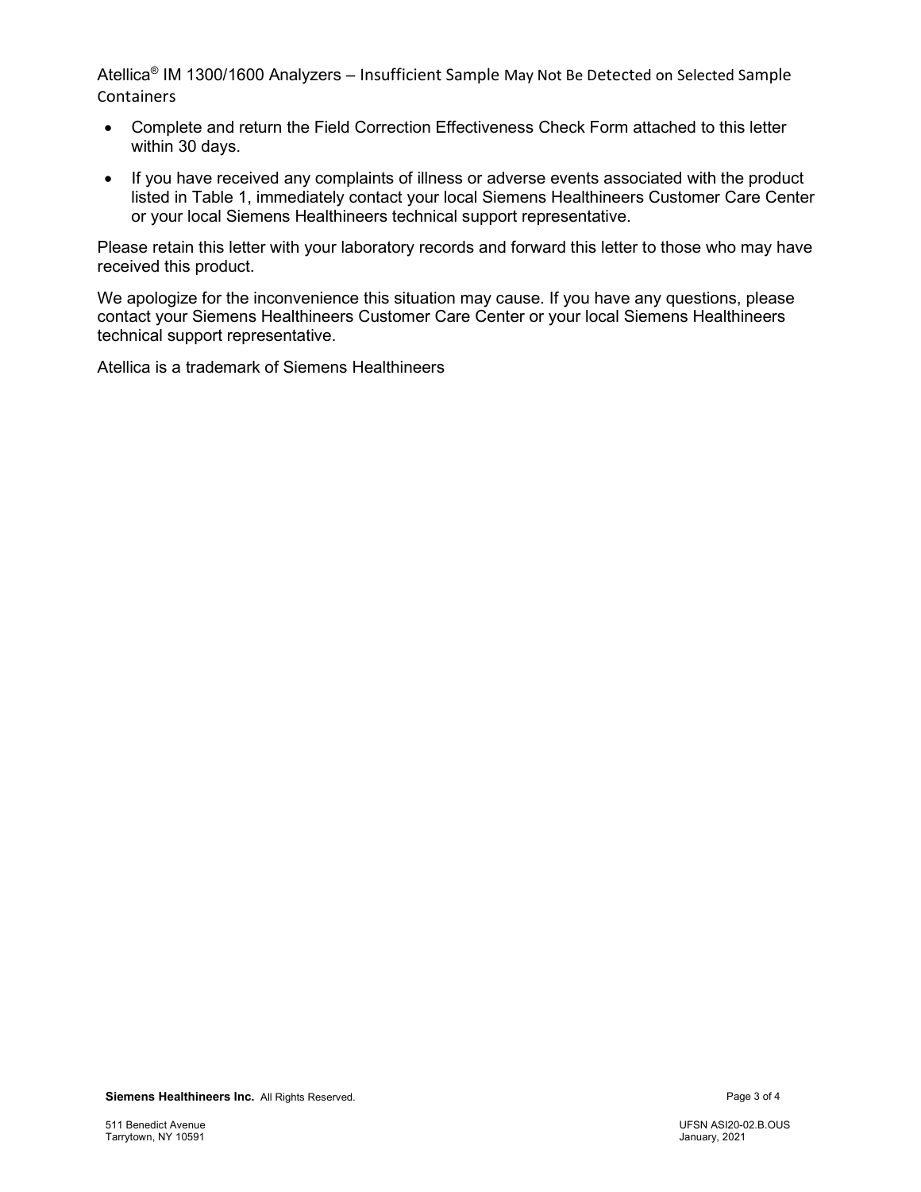- Complete and return the Field Correction Effectiveness Check Form attached to this letter within 30 days.
- If you have received any complaints of illness or adverse events associated with the product listed in Table 1, immediately contact your local Siemens Healthineers Customer Care Center or your local Siemens Healthineers technical support representative.

Please retain this letter with your laboratory records and forward this letter to those who may have received this product.

We apologize for the inconvenience this situation may cause. If you have any questions, please contact your Siemens Healthineers Customer Care Center or your local Siemens Healthineers technical support representative.

Atellica is a trademark of Siemens Healthineers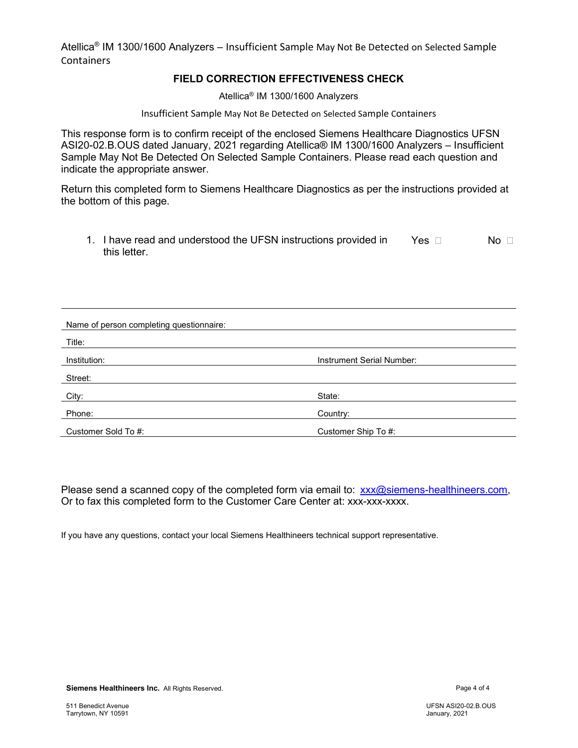Atellica® IM 1300/1600 Analyzers – Insufficient Sample May Not Be Detected on Selected Sample Containers

## FIELD CORRECTION EFFECTIVENESS CHECK

Atellica® IM 1300/1600 Analyzers

Insufficient Sample May Not Be Detected on Selected Sample Containers

This response form is to confirm receipt of the enclosed Siemens Healthcare Diagnostics UFSN ASI20-02.B.OUS dated January, 2021 regarding Atellica® IM 1300/1600 Analyzers – Insufficient Sample May Not Be Detected On Selected Sample Containers. Please read each question and indicate the appropriate answer.

Return this completed form to Siemens Healthcare Diagnostics as per the instructions provided at the bottom of this page.

| | | | |
|---|---|---|---|
| 1. | I have read and understood the UFSN instructions provided in this letter. | Yes ☐ | No ☐ |

| | |
|---|---|
| Name of person completing questionnaire: | |
| Title: | |
| Institution: | Instrument Serial Number: |
| Street: | |
| City: | State: |
| Phone: | Country: |
| Customer Sold To #: | Customer Ship To #: |

Please send a scanned copy of the completed form via email to: xxx@siemens-healthineers.com, Or to fax this completed form to the Customer Care Center at: xxx-xxx-xxxx.

If you have any questions, contact your local Siemens Healthineers technical support representative.

**Siemens Healthineers Inc.** All Rights Reserved.

511 Benedict Avenue
Tarrytown, NY 10591